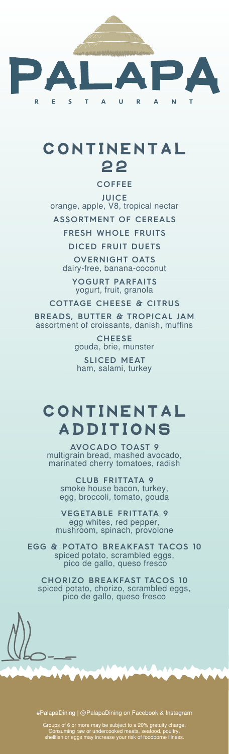# PALAPA

RESTAURANT

## CONTINENTAL 22

**COFFEE**

**JUICE**
orange, apple, V8, tropical nectar

**ASSORTMENT OF CEREALS**

**FRESH WHOLE FRUITS**

**DICED FRUIT DUETS**

**OVERNIGHT OATS**
dairy-free, banana-coconut

**YOGURT PARFAITS**
yogurt, fruit, granola

**COTTAGE CHEESE & CITRUS**

**BREADS, BUTTER & TROPICAL JAM**
assortment of croissants, danish, muffins

**CHEESE**
gouda, brie, munster

**SLICED MEAT**
ham, salami, turkey

## CONTINENTAL ADDITIONS

**AVOCADO TOAST 9**
multigrain bread, mashed avocado, marinated cherry tomatoes, radish

**CLUB FRITTATA 9**
smoke house bacon, turkey, egg, broccoli, tomato, gouda

**VEGETABLE FRITTATA 9**
egg whites, red pepper, mushroom, spinach, provolone

**EGG & POTATO BREAKFAST TACOS 10**
spiced potato, scrambled eggs, pico de gallo, queso fresco

**CHORIZO BREAKFAST TACOS 10**
spiced potato, chorizo, scrambled eggs, pico de gallo, queso fresco

#PalapaDining | @PalapaDining on Facebook & Instagram

Groups of 6 or more may be subject to a 20% gratuity charge. Consuming raw or undercooked meats, seafood, poultry, shellfish or eggs may increase your risk of foodborne illness.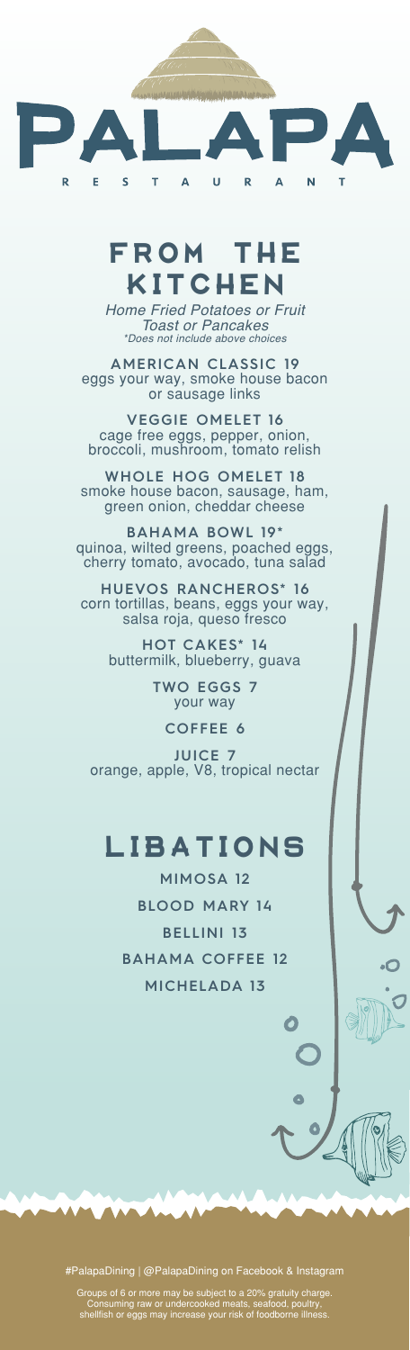# PALAPA

RESTAURANT

## FROM THE KITCHEN

*Home Fried Potatoes or Fruit*
*Toast or Pancakes*
*\*Does not include above choices*

**AMERICAN CLASSIC 19**
eggs your way, smoke house bacon or sausage links

**VEGGIE OMELET 16**
cage free eggs, pepper, onion, broccoli, mushroom, tomato relish

**WHOLE HOG OMELET 18**
smoke house bacon, sausage, ham, green onion, cheddar cheese

**BAHAMA BOWL 19***
quinoa, wilted greens, poached eggs, cherry tomato, avocado, tuna salad

**HUEVOS RANCHEROS* 16**
corn tortillas, beans, eggs your way, salsa roja, queso fresco

**HOT CAKES* 14**
buttermilk, blueberry, guava

**TWO EGGS 7**
your way

**COFFEE 6**

**JUICE 7**
orange, apple, V8, tropical nectar

## LIBATIONS

**MIMOSA 12**

**BLOOD MARY 14**

**BELLINI 13**

**BAHAMA COFFEE 12**

**MICHELADA 13**

#PalapaDining | @PalapaDining on Facebook & Instagram

Groups of 6 or more may be subject to a 20% gratuity charge.
Consuming raw or undercooked meats, seafood, poultry, shellfish or eggs may increase your risk of foodborne illness.